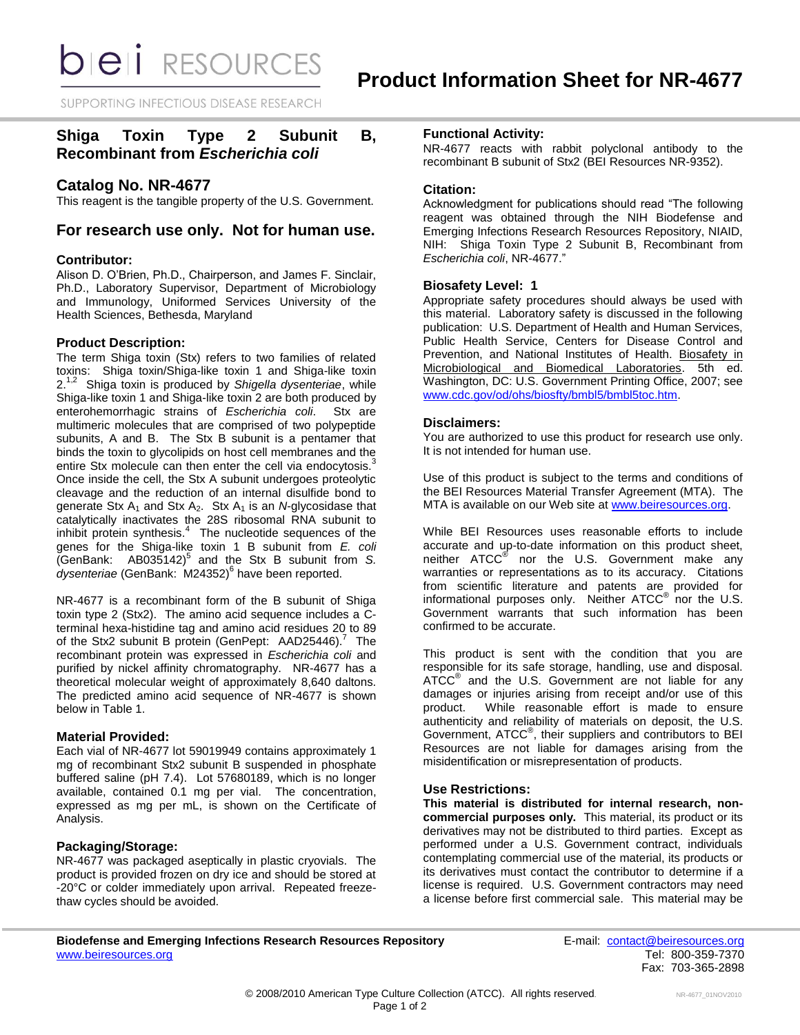# Product Information Sheet for NR-4677

## Shiga Toxin Type 2 Subunit B, Recombinant from *Escherichia coli*

## Catalog No. NR-4677

This reagent is the tangible property of the U.S. Government.

## For research use only. Not for human use.

### Contributor:

Alison D. O'Brien, Ph.D., Chairperson, and James F. Sinclair, Ph.D., Laboratory Supervisor, Department of Microbiology and Immunology, Uniformed Services University of the Health Sciences, Bethesda, Maryland

### Product Description:

The term Shiga toxin (Stx) refers to two families of related toxins: Shiga toxin/Shiga-like toxin 1 and Shiga-like toxin 2.[1,2] Shiga toxin is produced by *Shigella dysenteriae*, while Shiga-like toxin 1 and Shiga-like toxin 2 are both produced by enterohemorrhagic strains of *Escherichia coli*. Stx are multimeric molecules that are comprised of two polypeptide subunits, A and B. The Stx B subunit is a pentamer that binds the toxin to glycolipids on host cell membranes and the entire Stx molecule can then enter the cell via endocytosis.[3] Once inside the cell, the Stx A subunit undergoes proteolytic cleavage and the reduction of an internal disulfide bond to generate Stx $A_1$ and Stx $A_2$. Stx $A_1$ is an *N*-glycosidase that catalytically inactivates the 28S ribosomal RNA subunit to inhibit protein synthesis.[4] The nucleotide sequences of the genes for the Shiga-like toxin 1 B subunit from *E. coli* (GenBank: AB035142)[5] and the Stx B subunit from *S. dysenteriae* (GenBank: M24352)[6] have been reported.

NR-4677 is a recombinant form of the B subunit of Shiga toxin type 2 (Stx2). The amino acid sequence includes a C-terminal hexa-histidine tag and amino acid residues 20 to 89 of the Stx2 subunit B protein (GenPept: AAD25446).[7] The recombinant protein was expressed in *Escherichia coli* and purified by nickel affinity chromatography. NR-4677 has a theoretical molecular weight of approximately 8,640 daltons. The predicted amino acid sequence of NR-4677 is shown below in Table 1.

### Material Provided:

Each vial of NR-4677 lot 59019949 contains approximately 1 mg of recombinant Stx2 subunit B suspended in phosphate buffered saline (pH 7.4). Lot 57680189, which is no longer available, contained 0.1 mg per vial. The concentration, expressed as mg per mL, is shown on the Certificate of Analysis.

### Packaging/Storage:

NR-4677 was packaged aseptically in plastic cryovials. The product is provided frozen on dry ice and should be stored at -20°C or colder immediately upon arrival. Repeated freeze-thaw cycles should be avoided.

### Functional Activity:

NR-4677 reacts with rabbit polyclonal antibody to the recombinant B subunit of Stx2 (BEI Resources NR-9352).

### Citation:

Acknowledgment for publications should read "The following reagent was obtained through the NIH Biodefense and Emerging Infections Research Resources Repository, NIAID, NIH: Shiga Toxin Type 2 Subunit B, Recombinant from *Escherichia coli*, NR-4677."

### Biosafety Level: 1

Appropriate safety procedures should always be used with this material. Laboratory safety is discussed in the following publication: U.S. Department of Health and Human Services, Public Health Service, Centers for Disease Control and Prevention, and National Institutes of Health. Biosafety in Microbiological and Biomedical Laboratories. 5th ed. Washington, DC: U.S. Government Printing Office, 2007; see www.cdc.gov/od/ohs/biosfty/bmbl5/bmbl5toc.htm.

### Disclaimers:

You are authorized to use this product for research use only. It is not intended for human use.

Use of this product is subject to the terms and conditions of the BEI Resources Material Transfer Agreement (MTA). The MTA is available on our Web site at www.beiresources.org.

While BEI Resources uses reasonable efforts to include accurate and up-to-date information on this product sheet, neither ATCC® nor the U.S. Government make any warranties or representations as to its accuracy. Citations from scientific literature and patents are provided for informational purposes only. Neither ATCC® nor the U.S. Government warrants that such information has been confirmed to be accurate.

This product is sent with the condition that you are responsible for its safe storage, handling, use and disposal. ATCC® and the U.S. Government are not liable for any damages or injuries arising from receipt and/or use of this product. While reasonable effort is made to ensure authenticity and reliability of materials on deposit, the U.S. Government, ATCC®, their suppliers and contributors to BEI Resources are not liable for damages arising from the misidentification or misrepresentation of products.

### Use Restrictions:

**This material is distributed for internal research, non-commercial purposes only.** This material, its product or its derivatives may not be distributed to third parties. Except as performed under a U.S. Government contract, individuals contemplating commercial use of the material, its products or its derivatives must contact the contributor to determine if a license is required. U.S. Government contractors may need a license before first commercial sale. This material may be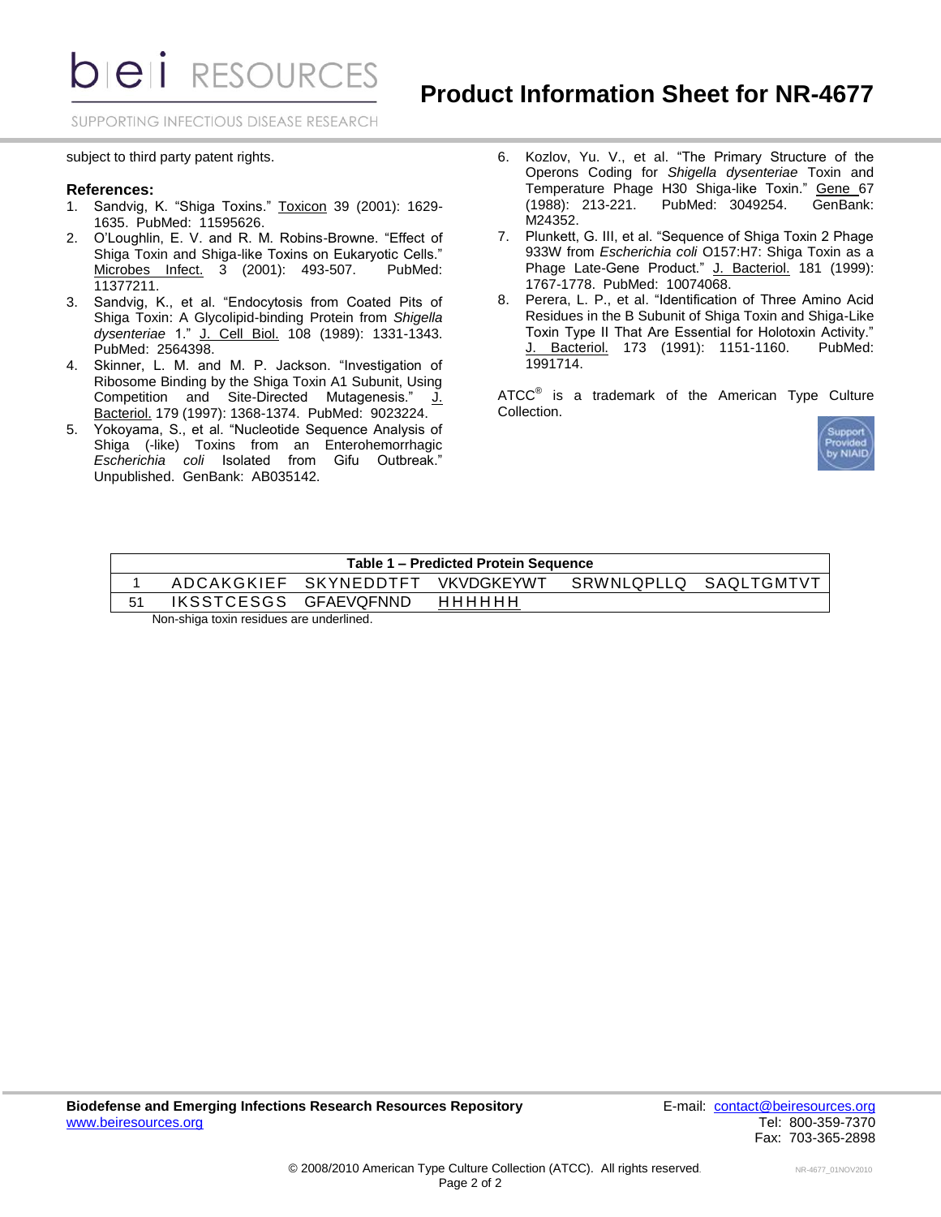subject to third party patent rights.

**References:**

1. Sandvig, K. "Shiga Toxins." Toxicon 39 (2001): 1629-1635. PubMed: 11595626.
2. O'Loughlin, E. V. and R. M. Robins-Browne. "Effect of Shiga Toxin and Shiga-like Toxins on Eukaryotic Cells." Microbes Infect. 3 (2001): 493-507. PubMed: 11377211.
3. Sandvig, K., et al. "Endocytosis from Coated Pits of Shiga Toxin: A Glycolipid-binding Protein from *Shigella dysenteriae* 1." J. Cell Biol. 108 (1989): 1331-1343. PubMed: 2564398.
4. Skinner, L. M. and M. P. Jackson. "Investigation of Ribosome Binding by the Shiga Toxin A1 Subunit, Using Competition and Site-Directed Mutagenesis." J. Bacteriol. 179 (1997): 1368-1374. PubMed: 9023224.
5. Yokoyama, S., et al. "Nucleotide Sequence Analysis of Shiga (-like) Toxins from an Enterohemorrhagic *Escherichia coli* Isolated from Gifu Outbreak." Unpublished. GenBank: AB035142.
6. Kozlov, Yu. V., et al. "The Primary Structure of the Operons Coding for *Shigella dysenteriae* Toxin and Temperature Phage H30 Shiga-like Toxin." Gene 67 (1988): 213-221. PubMed: 3049254. GenBank: M24352.
7. Plunkett, G. III, et al. "Sequence of Shiga Toxin 2 Phage 933W from *Escherichia coli* O157:H7: Shiga Toxin as a Phage Late-Gene Product." J. Bacteriol. 181 (1999): 1767-1778. PubMed: 10074068.
8. Perera, L. P., et al. "Identification of Three Amino Acid Residues in the B Subunit of Shiga Toxin and Shiga-Like Toxin Type II That Are Essential for Holotoxin Activity." J. Bacteriol. 173 (1991): 1151-1160. PubMed: 1991714.

ATCC® is a trademark of the American Type Culture Collection.

**Table 1 – Predicted Protein Sequence**

| | | | | | |
|---|---|---|---|---|---|
| 1 | ADCAKGKIEF | SKYNEDDTFT | VKVDGKEYWT | SRWNLQPLLQ | SAQLTGMTVT |
| 51 | IKSSTCESGS | GFAEVQFNND | HHHHHH | | |

Non-shiga toxin residues are underlined.

**Biodefense and Emerging Infections Research Resources Repository**
www.beiresources.org

E-mail: contact@beiresources.org
Tel: 800-359-7370
Fax: 703-365-2898

© 2008/2010 American Type Culture Collection (ATCC). All rights reserved.

NR-4677_01NOV2010